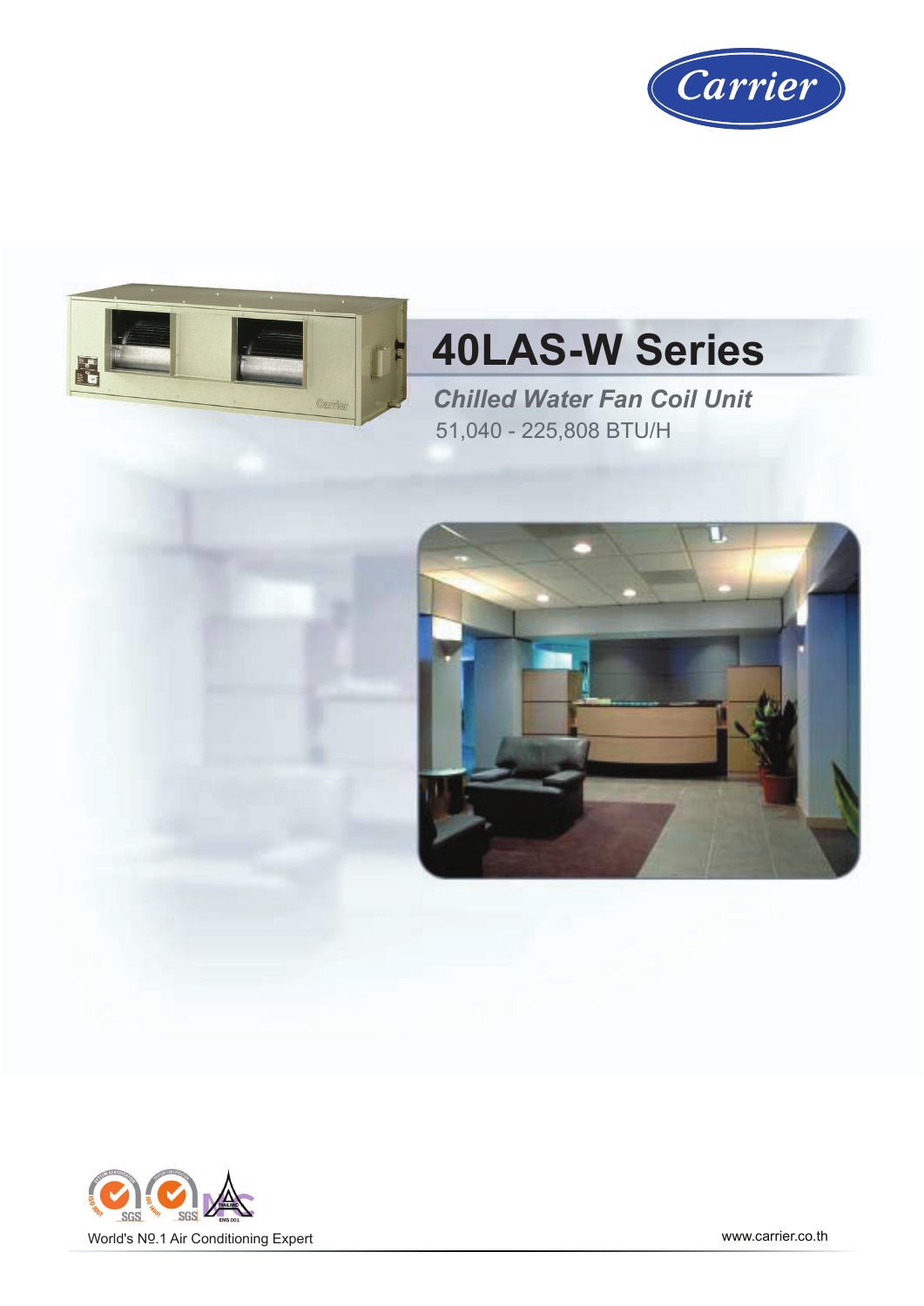Carrier

# 40LAS-W Series

***Chilled Water Fan Coil Unit***

51,040 - 225,808 BTU/H

World's Nº.1 Air Conditioning Expert

www.carrier.co.th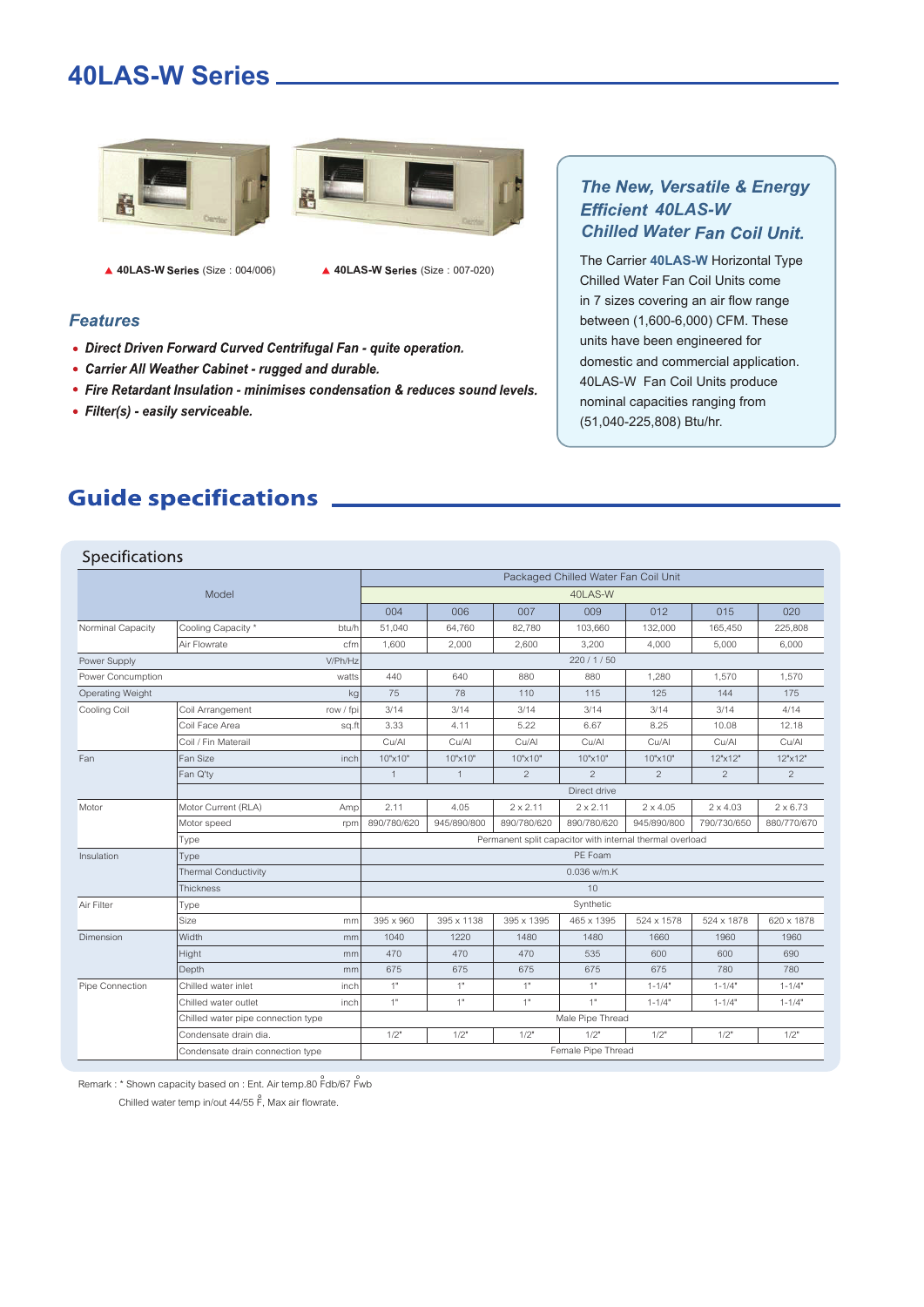# 40LAS-W Series

▲ **40LAS-W Series** (Size : 004/006)

▲ **40LAS-W Series** (Size : 007-020)

### *Features*

- ***Direct Driven Forward Curved Centrifugal Fan - quite operation.***
- ***Carrier All Weather Cabinet - rugged and durable.***
- ***Fire Retardant Insulation - minimises condensation & reduces sound levels.***
- ***Filter(s) - easily serviceable.***

### *The New, Versatile & Energy Efficient 40LAS-W Chilled Water Fan Coil Unit.*

The Carrier **40LAS-W** Horizontal Type Chilled Water Fan Coil Units come in 7 sizes covering an air flow range between (1,600-6,000) CFM. These units have been engineered for domestic and commercial application. 40LAS-W Fan Coil Units produce nominal capacities ranging from (51,040-225,808) Btu/hr.

## Guide specifications

### Specifications

| Model | | | Packaged Chilled Water Fan Coil Unit | | | | | | |
|---|---|---|---|---|---|---|---|---|---|
| | | | 40LAS-W | | | | | | |
| | | | 004 | 006 | 007 | 009 | 012 | 015 | 020 |
| Norminal Capacity | Cooling Capacity * | btu/h | 51,040 | 64,760 | 82,780 | 103,660 | 132,000 | 165,450 | 225,808 |
| | Air Flowrate | cfm | 1,600 | 2,000 | 2,600 | 3,200 | 4,000 | 5,000 | 6,000 |
| Power Supply | | V/Ph/Hz | 220 / 1 / 50 | | | | | | |
| Power Concumption | | watts | 440 | 640 | 880 | 880 | 1,280 | 1,570 | 1,570 |
| Operating Weight | | kg | 75 | 78 | 110 | 115 | 125 | 144 | 175 |
| Cooling Coil | Coil Arrangement | row / fpi | 3/14 | 3/14 | 3/14 | 3/14 | 3/14 | 3/14 | 4/14 |
| | Coil Face Area | sq.ft | 3.33 | 4.11 | 5.22 | 6.67 | 8.25 | 10.08 | 12.18 |
| | Coil / Fin Materail | | Cu/Al | Cu/Al | Cu/Al | Cu/Al | Cu/Al | Cu/Al | Cu/Al |
| Fan | Fan Size | inch | 10"x10" | 10"x10" | 10"x10" | 10"x10" | 10"x10" | 12"x12" | 12"x12" |
| | Fan Q'ty | | 1 | 1 | 2 | 2 | 2 | 2 | 2 |
| | | | Direct drive | | | | | | |
| Motor | Motor Current (RLA) | Amp | 2.11 | 4.05 | 2 x 2.11 | 2 x 2.11 | 2 x 4.05 | 2 x 4.03 | 2 x 6.73 |
| | Motor speed | rpm | 890/780/620 | 945/890/800 | 890/780/620 | 890/780/620 | 945/890/800 | 790/730/650 | 880/770/670 |
| | Type | | Permanent split capacitor with internal thermal overload | | | | | | |
| Insulation | Type | | PE Foam | | | | | | |
| | Thermal Conductivity | | 0.036 w/m.K | | | | | | |
| | Thickness | | 10 | | | | | | |
| Air Filter | Type | | Synthetic | | | | | | |
| | Size | mm | 395 x 960 | 395 x 1138 | 395 x 1395 | 465 x 1395 | 524 x 1578 | 524 x 1878 | 620 x 1878 |
| Dimension | Width | mm | 1040 | 1220 | 1480 | 1480 | 1660 | 1960 | 1960 |
| | Hight | mm | 470 | 470 | 470 | 535 | 600 | 600 | 690 |
| | Depth | mm | 675 | 675 | 675 | 675 | 675 | 780 | 780 |
| Pipe Connection | Chilled water inlet | inch | 1" | 1" | 1" | 1" | 1-1/4" | 1-1/4" | 1-1/4" |
| | Chilled water outlet | inch | 1" | 1" | 1" | 1" | 1-1/4" | 1-1/4" | 1-1/4" |
| | Chilled water pipe connection type | | Male Pipe Thread | | | | | | |
| | Condensate drain dia. | | 1/2" | 1/2" | 1/2" | 1/2" | 1/2" | 1/2" | 1/2" |
| | Condensate drain connection type | | Female Pipe Thread | | | | | | |

Remark : * Shown capacity based on : Ent. Air temp.80 °Fdb/67 °Fwb

Chilled water temp in/out 44/55 °F, Max air flowrate.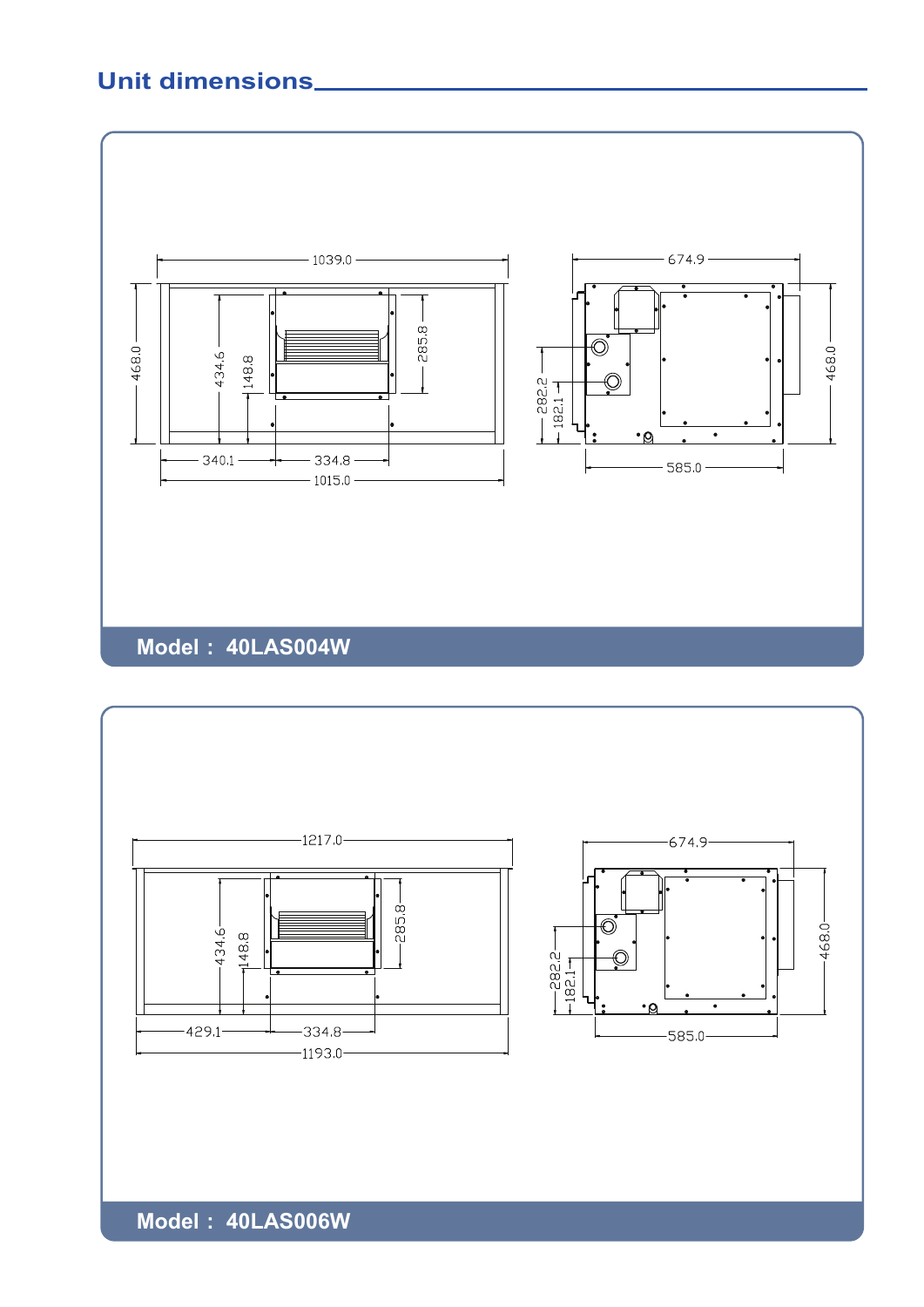## Unit dimensions

1039.0

674.9

468.0

434.6

148.8

285.8

282.2

182.1

468.0

340.1

334.8

1015.0

585.0

**Model : 40LAS004W**

1217.0

674.9

434.6

148.8

285.8

282.2

182.1

468.0

429.1

334.8

1193.0

585.0

**Model : 40LAS006W**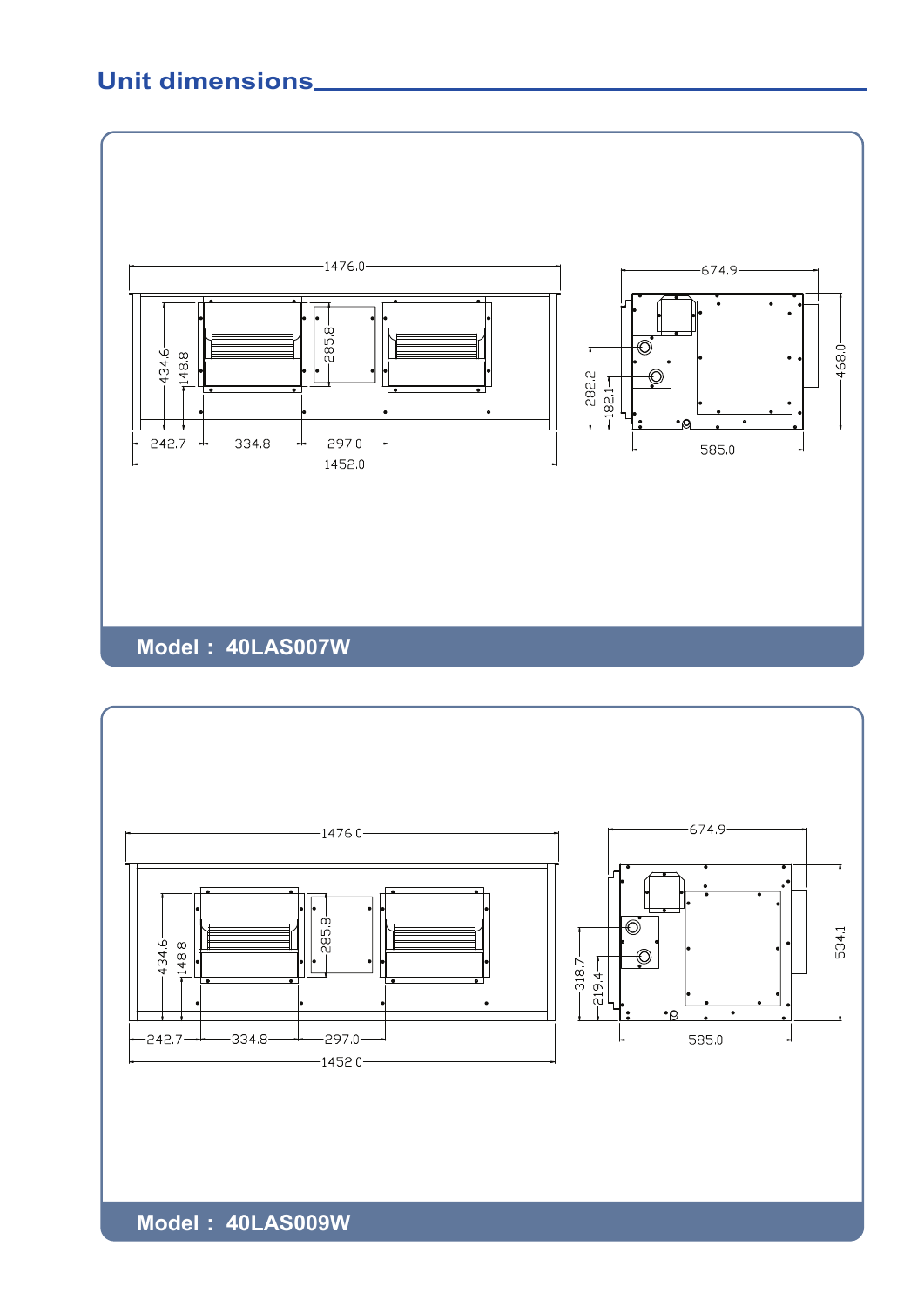## Unit dimensions

1476.0

434.6

148.8

285.8

242.7 334.8 297.0

1452.0

674.9

282.2

182.1

468.0

585.0

**Model : 40LAS007W**

1476.0

434.6

148.8

285.8

242.7 334.8 297.0

1452.0

674.9

318.7

219.4

534.1

585.0

**Model : 40LAS009W**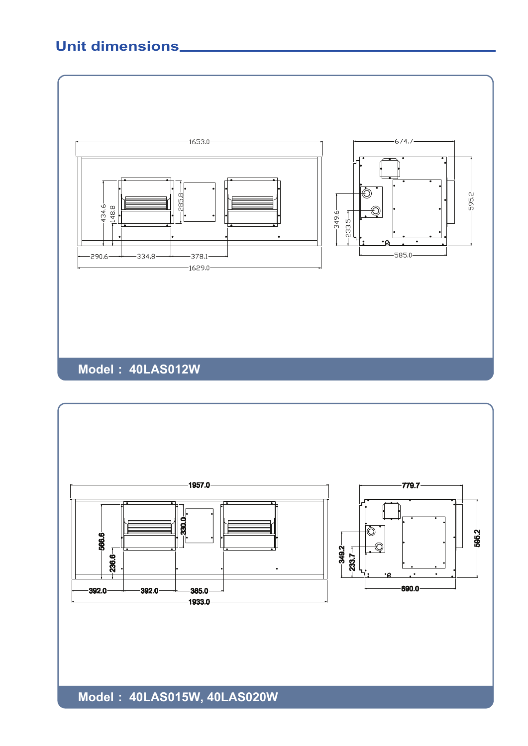# Unit dimensions

1653.0

674.7

434.6

148.8

285.8

349.6

233.5

595.2

290.6 334.8 378.1

585.0

1629.0

**Model : 40LAS012W**

1957.0

779.7

566.6

236.6

330.0

349.2

233.7

595.2

392.0 392.0 365.0

690.0

1933.0

**Model : 40LAS015W, 40LAS020W**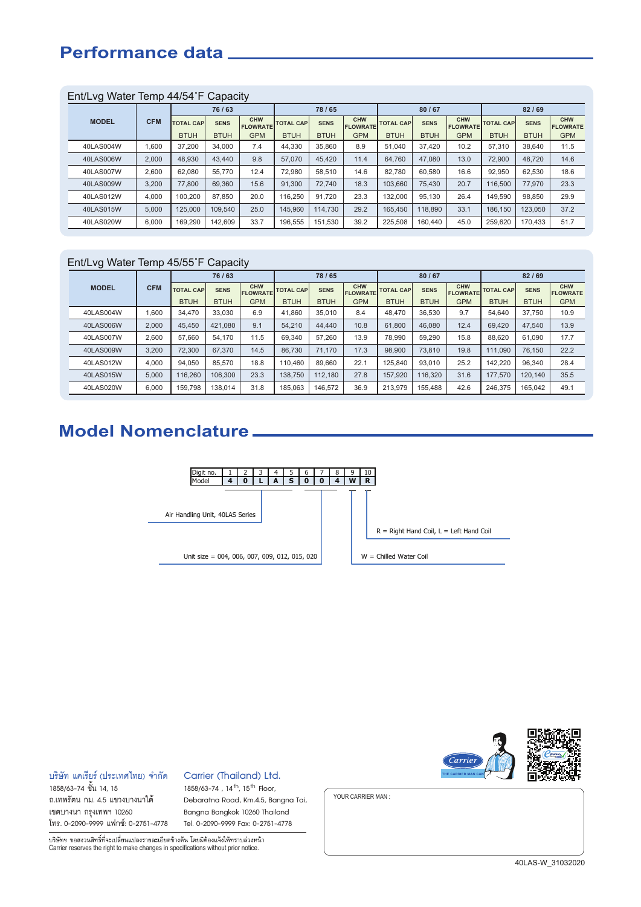# Performance data

## Ent/Lvg Water Temp 44/54˚F Capacity

| MODEL | CFM | 76 / 63 | | | 78 / 65 | | | 80 / 67 | | | 82 / 69 | | |
|---|---|---|---|---|---|---|---|---|---|---|---|---|---|
| | | TOTAL CAP | SENS | CHW FLOWRATE | TOTAL CAP | SENS | CHW FLOWRATE | TOTAL CAP | SENS | CHW FLOWRATE | TOTAL CAP | SENS | CHW FLOWRATE |
| | | BTUH | BTUH | GPM | BTUH | BTUH | GPM | BTUH | BTUH | GPM | BTUH | BTUH | GPM |
| 40LAS004W | 1,600 | 37,200 | 34,000 | 7.4 | 44,330 | 35,860 | 8.9 | 51,040 | 37,420 | 10.2 | 57,310 | 38,640 | 11.5 |
| 40LAS006W | 2,000 | 48,930 | 43,440 | 9.8 | 57,070 | 45,420 | 11.4 | 64,760 | 47,080 | 13.0 | 72,900 | 48,720 | 14.6 |
| 40LAS007W | 2,600 | 62,080 | 55,770 | 12.4 | 72,980 | 58,510 | 14.6 | 82,780 | 60,580 | 16.6 | 92,950 | 62,530 | 18.6 |
| 40LAS009W | 3,200 | 77,800 | 69,360 | 15.6 | 91,300 | 72,740 | 18.3 | 103,660 | 75,430 | 20.7 | 116,500 | 77,970 | 23.3 |
| 40LAS012W | 4,000 | 100,200 | 87,850 | 20.0 | 116,250 | 91,720 | 23.3 | 132,000 | 95,130 | 26.4 | 149,590 | 98,850 | 29.9 |
| 40LAS015W | 5,000 | 125,000 | 109,540 | 25.0 | 145,960 | 114,730 | 29.2 | 165,450 | 118,890 | 33.1 | 186,150 | 123,050 | 37.2 |
| 40LAS020W | 6,000 | 169,290 | 142,609 | 33.7 | 196,555 | 151,530 | 39.2 | 225,508 | 160,440 | 45.0 | 259,620 | 170,433 | 51.7 |

## Ent/Lvg Water Temp 45/55˚F Capacity

| MODEL | CFM | 76 / 63 | | | 78 / 65 | | | 80 / 67 | | | 82 / 69 | | |
|---|---|---|---|---|---|---|---|---|---|---|---|---|---|
| | | TOTAL CAP | SENS | CHW FLOWRATE | TOTAL CAP | SENS | CHW FLOWRATE | TOTAL CAP | SENS | CHW FLOWRATE | TOTAL CAP | SENS | CHW FLOWRATE |
| | | BTUH | BTUH | GPM | BTUH | BTUH | GPM | BTUH | BTUH | GPM | BTUH | BTUH | GPM |
| 40LAS004W | 1,600 | 34,470 | 33,030 | 6.9 | 41,860 | 35,010 | 8.4 | 48,470 | 36,530 | 9.7 | 54,640 | 37,750 | 10.9 |
| 40LAS006W | 2,000 | 45,450 | 421,080 | 9.1 | 54,210 | 44,440 | 10.8 | 61,800 | 46,080 | 12.4 | 69,420 | 47,540 | 13.9 |
| 40LAS007W | 2,600 | 57,660 | 54,170 | 11.5 | 69,340 | 57,260 | 13.9 | 78,990 | 59,290 | 15.8 | 88,620 | 61,090 | 17.7 |
| 40LAS009W | 3,200 | 72,300 | 67,370 | 14.5 | 86,730 | 71,170 | 17.3 | 98,900 | 73,810 | 19.8 | 111,090 | 76,150 | 22.2 |
| 40LAS012W | 4,000 | 94,050 | 85,570 | 18.8 | 110,460 | 89,660 | 22.1 | 125,840 | 93,010 | 25.2 | 142,220 | 96,340 | 28.4 |
| 40LAS015W | 5,000 | 116,260 | 106,300 | 23.3 | 138,750 | 112,180 | 27.8 | 157,920 | 116,320 | 31.6 | 177,570 | 120,140 | 35.5 |
| 40LAS020W | 6,000 | 159,798 | 138,014 | 31.8 | 185,063 | 146,572 | 36.9 | 213,979 | 155,488 | 42.6 | 246,375 | 165,042 | 49.1 |

# Model Nomenclature

| Digit no. | 1 | 2 | 3 | 4 | 5 | 6 | 7 | 8 | 9 | 10 |
|---|---|---|---|---|---|---|---|---|---|---|
| Model | 4 | 0 | L | A | S | 0 | 0 | 4 | W | R |

- Air Handling Unit, 40LAS Series
- Unit size = 004, 006, 007, 009, 012, 015, 020
- W = Chilled Water Coil
- R = Right Hand Coil, L = Left Hand Coil

บริษัท แคเรียร์ (ประเทศไทย) จำกัด
1858/63-74 ชั้น 14, 15
ถ.เทพรัตน กม. 4.5 แขวงบางนาใต้
เขตบางนา กรุงเทพฯ 10260
โทร. 0-2090-9999 แฟกซ์: 0-2751-4778

Carrier (Thailand) Ltd.
1858/63-74 , 14th, 15th Floor,
Debaratna Road, Km.4.5, Bangna Tai,
Bangna Bangkok 10260 Thailand
Tel. 0-2090-9999 Fax: 0-2751-4778

บริษัทฯ ขอสงวนสิทธิ์ที่จะเปลี่ยนแปลงรายละเอียดข้างต้น โดยมิต้องแจ้งให้ทราบล่วงหน้า
Carrier reserves the right to make changes in specifications without prior notice.

YOUR CARRIER MAN :

40LAS-W_31032020